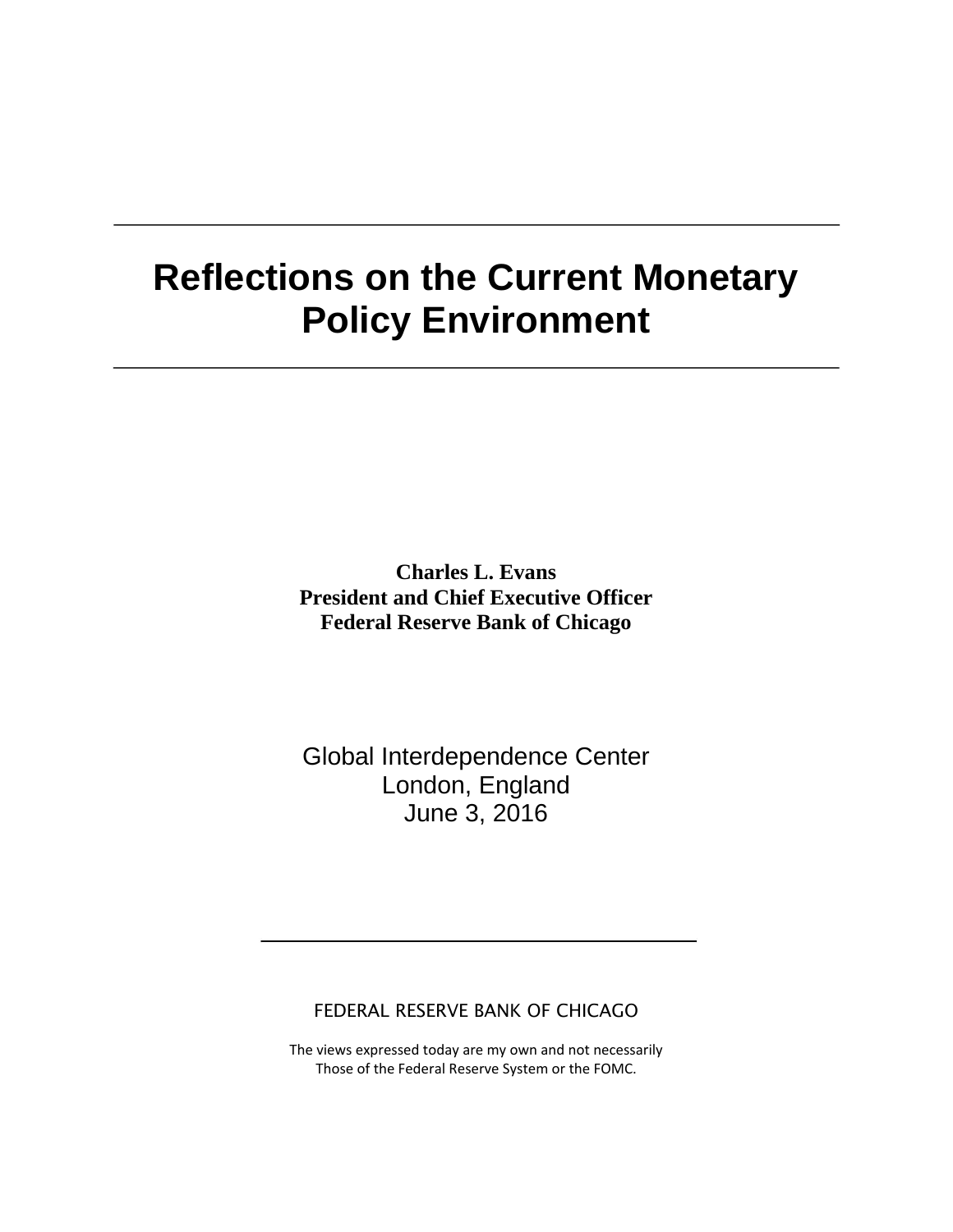# Reflections on the Current Monetary Policy Environment

**Charles L. Evans**
**President and Chief Executive Officer**
**Federal Reserve Bank of Chicago**

Global Interdependence Center
London, England
June 3, 2016

FEDERAL RESERVE BANK OF CHICAGO

The views expressed today are my own and not necessarily
Those of the Federal Reserve System or the FOMC.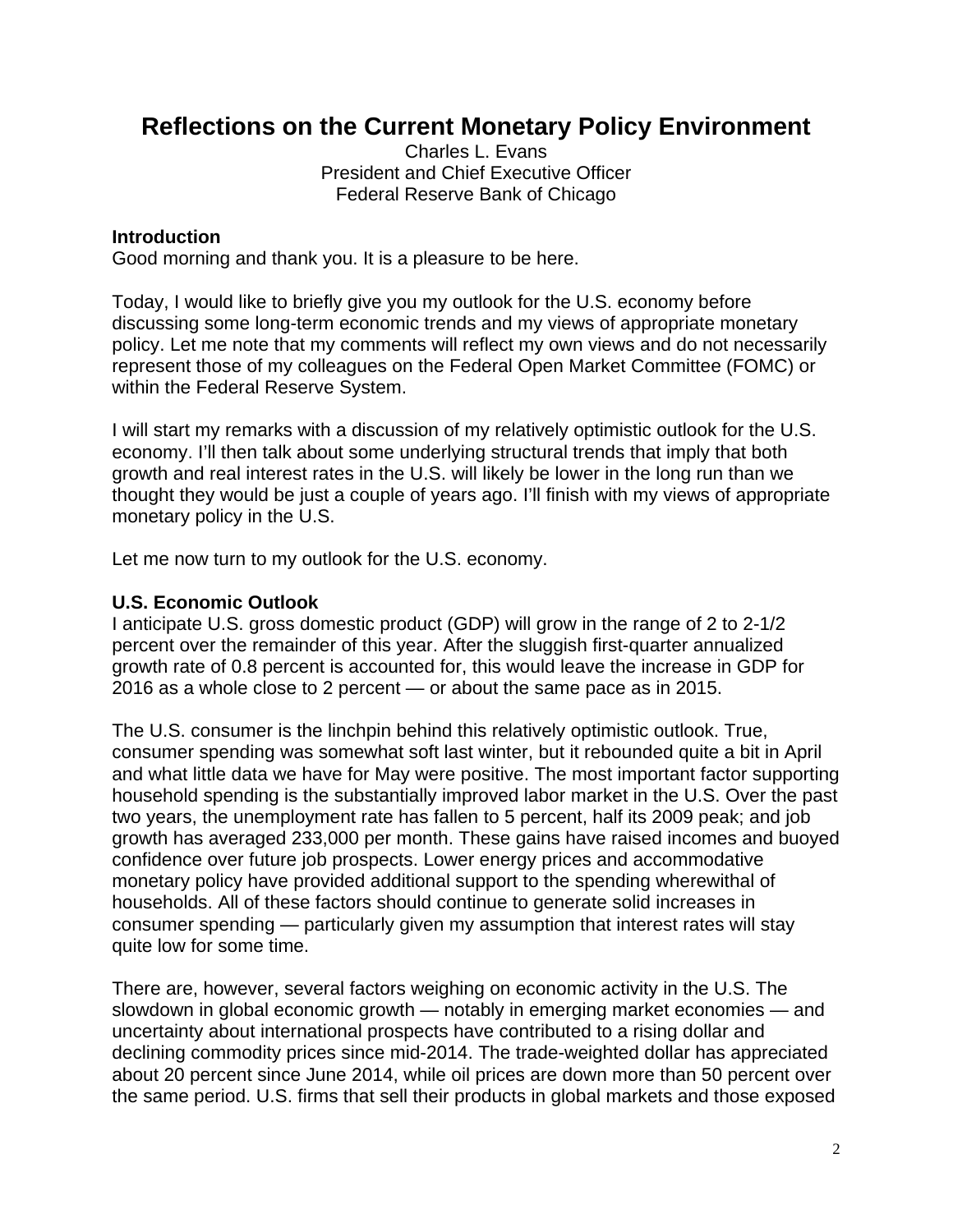# Reflections on the Current Monetary Policy Environment

Charles L. Evans
President and Chief Executive Officer
Federal Reserve Bank of Chicago

### Introduction

Good morning and thank you. It is a pleasure to be here.

Today, I would like to briefly give you my outlook for the U.S. economy before discussing some long-term economic trends and my views of appropriate monetary policy. Let me note that my comments will reflect my own views and do not necessarily represent those of my colleagues on the Federal Open Market Committee (FOMC) or within the Federal Reserve System.

I will start my remarks with a discussion of my relatively optimistic outlook for the U.S. economy. I'll then talk about some underlying structural trends that imply that both growth and real interest rates in the U.S. will likely be lower in the long run than we thought they would be just a couple of years ago. I'll finish with my views of appropriate monetary policy in the U.S.

Let me now turn to my outlook for the U.S. economy.

### U.S. Economic Outlook

I anticipate U.S. gross domestic product (GDP) will grow in the range of 2 to 2-1/2 percent over the remainder of this year. After the sluggish first-quarter annualized growth rate of 0.8 percent is accounted for, this would leave the increase in GDP for 2016 as a whole close to 2 percent — or about the same pace as in 2015.

The U.S. consumer is the linchpin behind this relatively optimistic outlook. True, consumer spending was somewhat soft last winter, but it rebounded quite a bit in April and what little data we have for May were positive. The most important factor supporting household spending is the substantially improved labor market in the U.S. Over the past two years, the unemployment rate has fallen to 5 percent, half its 2009 peak; and job growth has averaged 233,000 per month. These gains have raised incomes and buoyed confidence over future job prospects. Lower energy prices and accommodative monetary policy have provided additional support to the spending wherewithal of households. All of these factors should continue to generate solid increases in consumer spending — particularly given my assumption that interest rates will stay quite low for some time.

There are, however, several factors weighing on economic activity in the U.S. The slowdown in global economic growth — notably in emerging market economies — and uncertainty about international prospects have contributed to a rising dollar and declining commodity prices since mid-2014. The trade-weighted dollar has appreciated about 20 percent since June 2014, while oil prices are down more than 50 percent over the same period. U.S. firms that sell their products in global markets and those exposed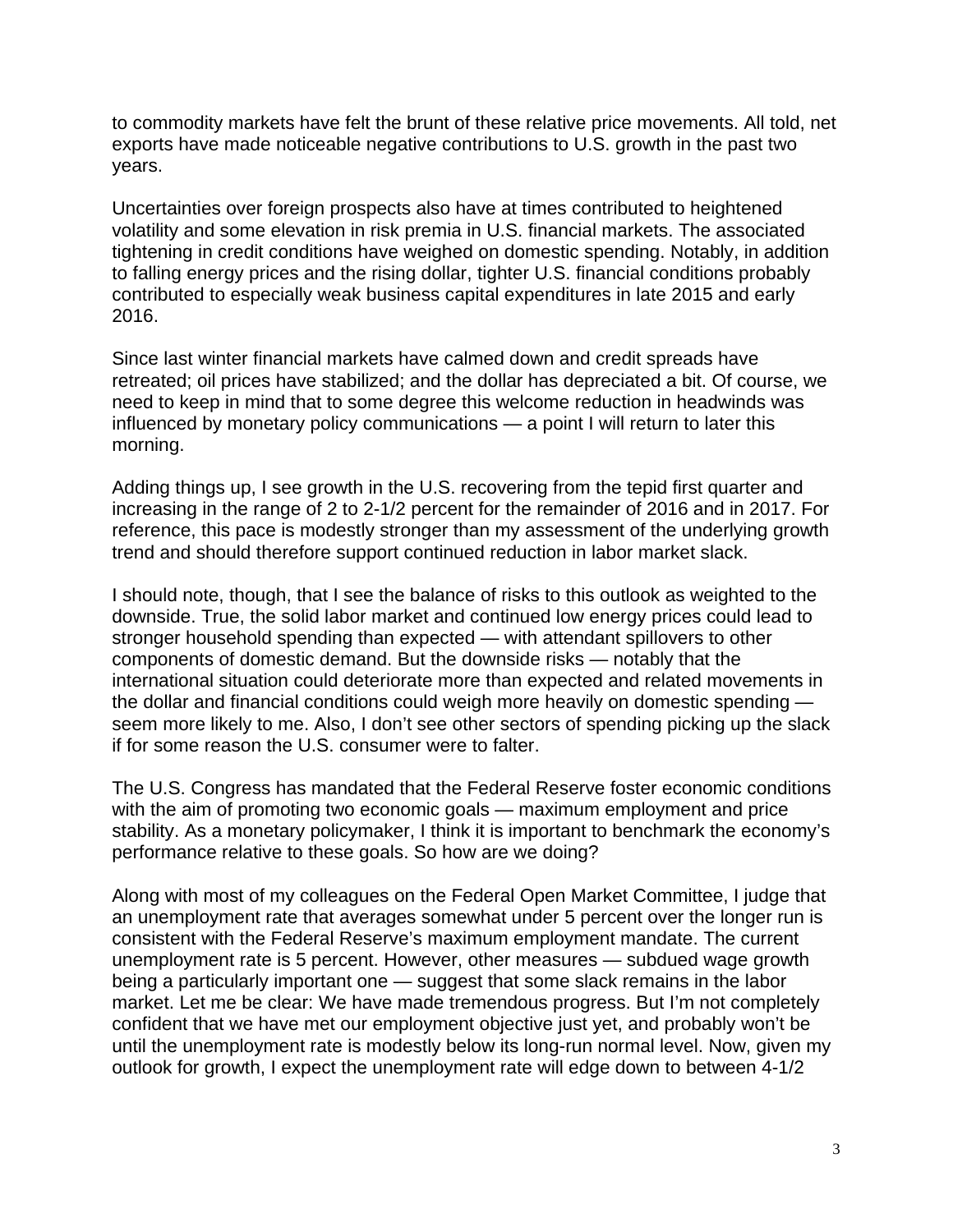to commodity markets have felt the brunt of these relative price movements. All told, net exports have made noticeable negative contributions to U.S. growth in the past two years.

Uncertainties over foreign prospects also have at times contributed to heightened volatility and some elevation in risk premia in U.S. financial markets. The associated tightening in credit conditions have weighed on domestic spending. Notably, in addition to falling energy prices and the rising dollar, tighter U.S. financial conditions probably contributed to especially weak business capital expenditures in late 2015 and early 2016.

Since last winter financial markets have calmed down and credit spreads have retreated; oil prices have stabilized; and the dollar has depreciated a bit. Of course, we need to keep in mind that to some degree this welcome reduction in headwinds was influenced by monetary policy communications — a point I will return to later this morning.

Adding things up, I see growth in the U.S. recovering from the tepid first quarter and increasing in the range of 2 to 2-1/2 percent for the remainder of 2016 and in 2017. For reference, this pace is modestly stronger than my assessment of the underlying growth trend and should therefore support continued reduction in labor market slack.

I should note, though, that I see the balance of risks to this outlook as weighted to the downside. True, the solid labor market and continued low energy prices could lead to stronger household spending than expected — with attendant spillovers to other components of domestic demand. But the downside risks — notably that the international situation could deteriorate more than expected and related movements in the dollar and financial conditions could weigh more heavily on domestic spending — seem more likely to me. Also, I don't see other sectors of spending picking up the slack if for some reason the U.S. consumer were to falter.

The U.S. Congress has mandated that the Federal Reserve foster economic conditions with the aim of promoting two economic goals — maximum employment and price stability. As a monetary policymaker, I think it is important to benchmark the economy's performance relative to these goals. So how are we doing?

Along with most of my colleagues on the Federal Open Market Committee, I judge that an unemployment rate that averages somewhat under 5 percent over the longer run is consistent with the Federal Reserve's maximum employment mandate. The current unemployment rate is 5 percent. However, other measures — subdued wage growth being a particularly important one — suggest that some slack remains in the labor market. Let me be clear: We have made tremendous progress. But I'm not completely confident that we have met our employment objective just yet, and probably won't be until the unemployment rate is modestly below its long-run normal level. Now, given my outlook for growth, I expect the unemployment rate will edge down to between 4-1/2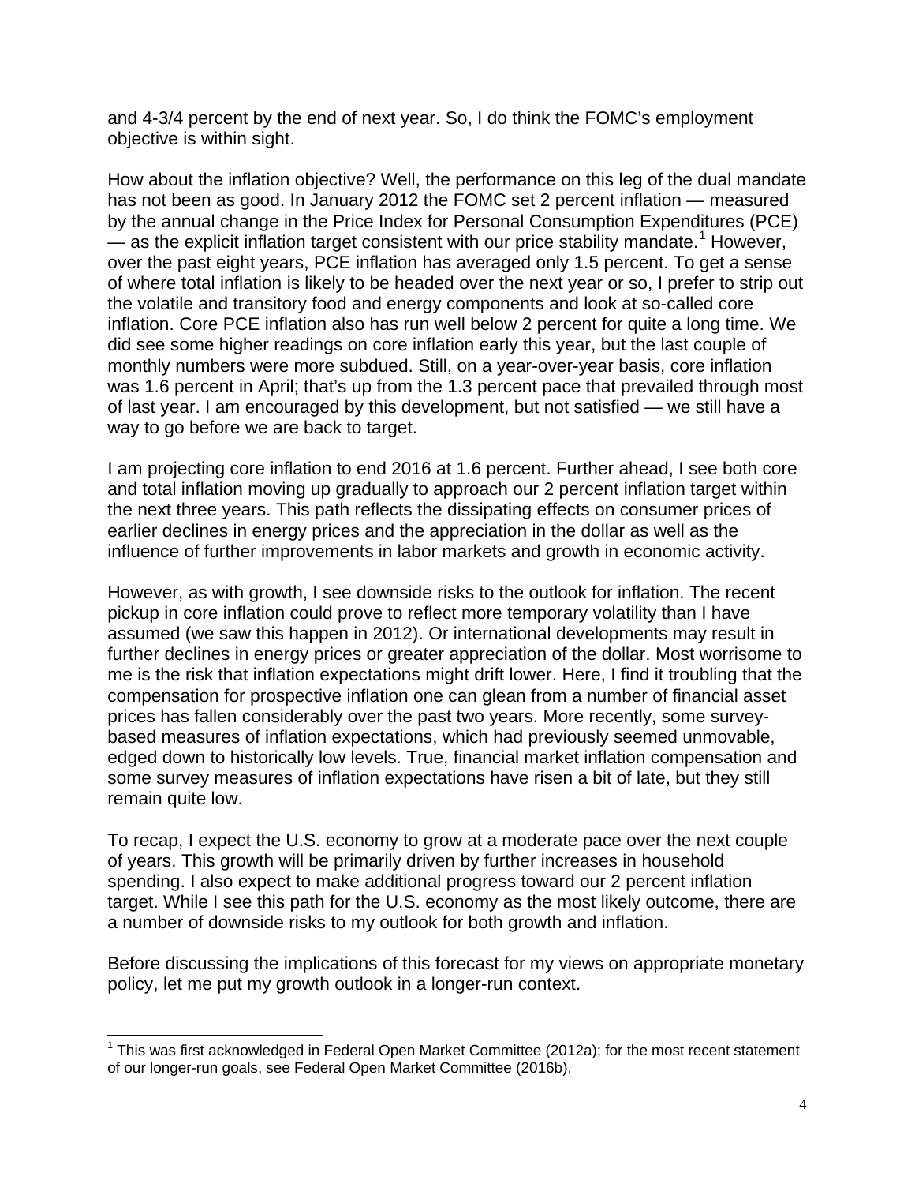and 4-3/4 percent by the end of next year. So, I do think the FOMC's employment objective is within sight.

How about the inflation objective? Well, the performance on this leg of the dual mandate has not been as good. In January 2012 the FOMC set 2 percent inflation — measured by the annual change in the Price Index for Personal Consumption Expenditures (PCE) — as the explicit inflation target consistent with our price stability mandate.[1] However, over the past eight years, PCE inflation has averaged only 1.5 percent. To get a sense of where total inflation is likely to be headed over the next year or so, I prefer to strip out the volatile and transitory food and energy components and look at so-called core inflation. Core PCE inflation also has run well below 2 percent for quite a long time. We did see some higher readings on core inflation early this year, but the last couple of monthly numbers were more subdued. Still, on a year-over-year basis, core inflation was 1.6 percent in April; that's up from the 1.3 percent pace that prevailed through most of last year. I am encouraged by this development, but not satisfied — we still have a way to go before we are back to target.

I am projecting core inflation to end 2016 at 1.6 percent. Further ahead, I see both core and total inflation moving up gradually to approach our 2 percent inflation target within the next three years. This path reflects the dissipating effects on consumer prices of earlier declines in energy prices and the appreciation in the dollar as well as the influence of further improvements in labor markets and growth in economic activity.

However, as with growth, I see downside risks to the outlook for inflation. The recent pickup in core inflation could prove to reflect more temporary volatility than I have assumed (we saw this happen in 2012). Or international developments may result in further declines in energy prices or greater appreciation of the dollar. Most worrisome to me is the risk that inflation expectations might drift lower. Here, I find it troubling that the compensation for prospective inflation one can glean from a number of financial asset prices has fallen considerably over the past two years. More recently, some survey-based measures of inflation expectations, which had previously seemed unmovable, edged down to historically low levels. True, financial market inflation compensation and some survey measures of inflation expectations have risen a bit of late, but they still remain quite low.

To recap, I expect the U.S. economy to grow at a moderate pace over the next couple of years. This growth will be primarily driven by further increases in household spending. I also expect to make additional progress toward our 2 percent inflation target. While I see this path for the U.S. economy as the most likely outcome, there are a number of downside risks to my outlook for both growth and inflation.

Before discussing the implications of this forecast for my views on appropriate monetary policy, let me put my growth outlook in a longer-run context.

[1] This was first acknowledged in Federal Open Market Committee (2012a); for the most recent statement of our longer-run goals, see Federal Open Market Committee (2016b).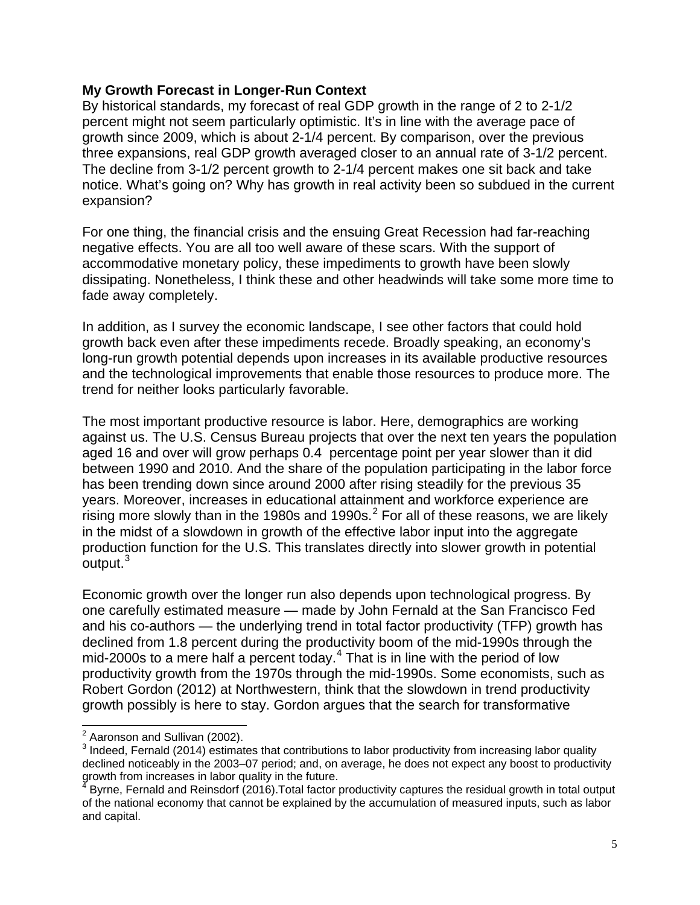**My Growth Forecast in Longer-Run Context**

By historical standards, my forecast of real GDP growth in the range of 2 to 2-1/2 percent might not seem particularly optimistic. It's in line with the average pace of growth since 2009, which is about 2-1/4 percent. By comparison, over the previous three expansions, real GDP growth averaged closer to an annual rate of 3-1/2 percent. The decline from 3-1/2 percent growth to 2-1/4 percent makes one sit back and take notice. What's going on? Why has growth in real activity been so subdued in the current expansion?

For one thing, the financial crisis and the ensuing Great Recession had far-reaching negative effects. You are all too well aware of these scars. With the support of accommodative monetary policy, these impediments to growth have been slowly dissipating. Nonetheless, I think these and other headwinds will take some more time to fade away completely.

In addition, as I survey the economic landscape, I see other factors that could hold growth back even after these impediments recede. Broadly speaking, an economy's long-run growth potential depends upon increases in its available productive resources and the technological improvements that enable those resources to produce more. The trend for neither looks particularly favorable.

The most important productive resource is labor. Here, demographics are working against us. The U.S. Census Bureau projects that over the next ten years the population aged 16 and over will grow perhaps 0.4 percentage point per year slower than it did between 1990 and 2010. And the share of the population participating in the labor force has been trending down since around 2000 after rising steadily for the previous 35 years. Moreover, increases in educational attainment and workforce experience are rising more slowly than in the 1980s and 1990s.[2] For all of these reasons, we are likely in the midst of a slowdown in growth of the effective labor input into the aggregate production function for the U.S. This translates directly into slower growth in potential output.[3]

Economic growth over the longer run also depends upon technological progress. By one carefully estimated measure — made by John Fernald at the San Francisco Fed and his co-authors — the underlying trend in total factor productivity (TFP) growth has declined from 1.8 percent during the productivity boom of the mid-1990s through the mid-2000s to a mere half a percent today.[4] That is in line with the period of low productivity growth from the 1970s through the mid-1990s. Some economists, such as Robert Gordon (2012) at Northwestern, think that the slowdown in trend productivity growth possibly is here to stay. Gordon argues that the search for transformative

---

[2] Aaronson and Sullivan (2002).

[3] Indeed, Fernald (2014) estimates that contributions to labor productivity from increasing labor quality declined noticeably in the 2003–07 period; and, on average, he does not expect any boost to productivity growth from increases in labor quality in the future.

[4] Byrne, Fernald and Reinsdorf (2016).Total factor productivity captures the residual growth in total output of the national economy that cannot be explained by the accumulation of measured inputs, such as labor and capital.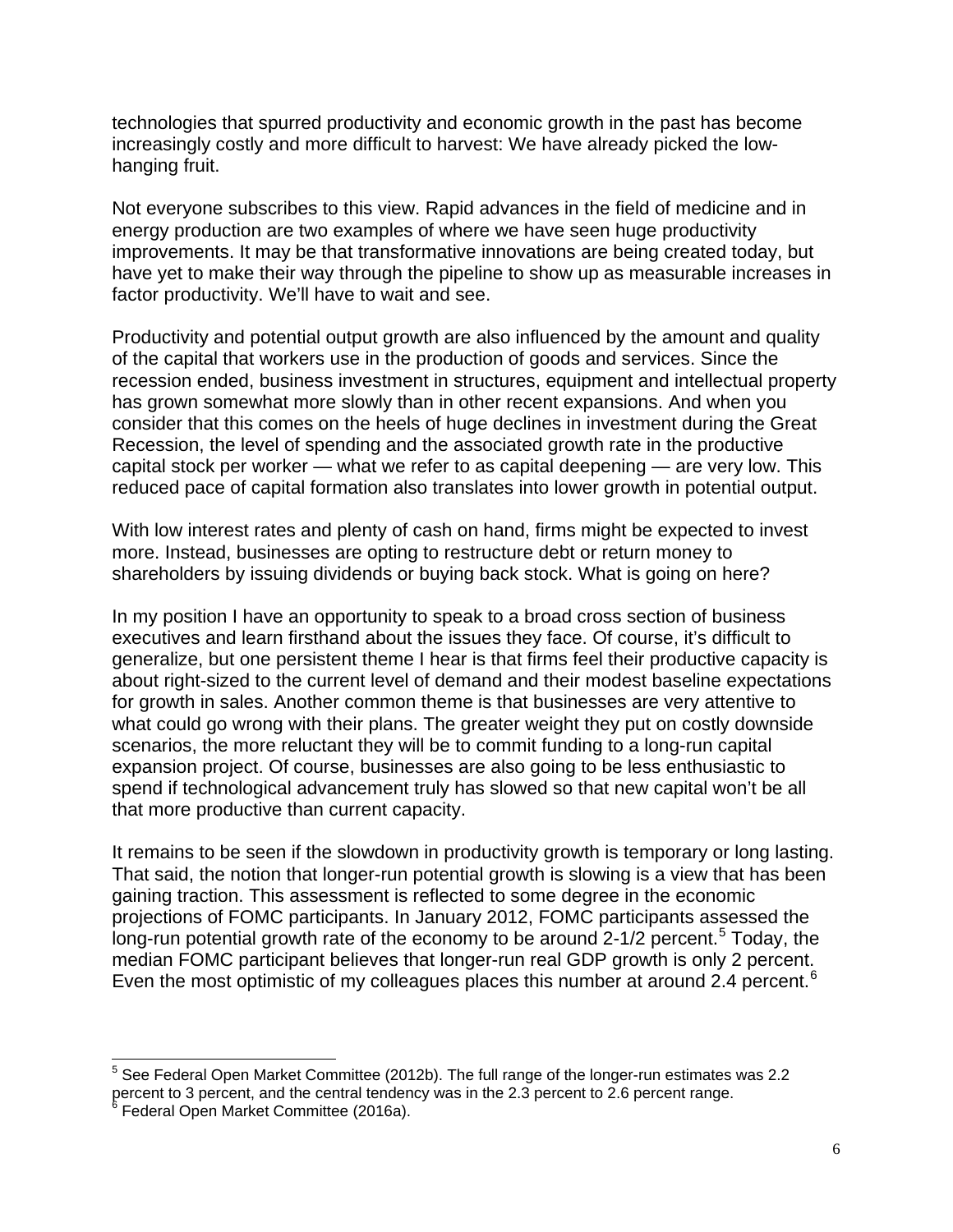technologies that spurred productivity and economic growth in the past has become increasingly costly and more difficult to harvest: We have already picked the low-hanging fruit.

Not everyone subscribes to this view. Rapid advances in the field of medicine and in energy production are two examples of where we have seen huge productivity improvements. It may be that transformative innovations are being created today, but have yet to make their way through the pipeline to show up as measurable increases in factor productivity. We'll have to wait and see.

Productivity and potential output growth are also influenced by the amount and quality of the capital that workers use in the production of goods and services. Since the recession ended, business investment in structures, equipment and intellectual property has grown somewhat more slowly than in other recent expansions. And when you consider that this comes on the heels of huge declines in investment during the Great Recession, the level of spending and the associated growth rate in the productive capital stock per worker — what we refer to as capital deepening — are very low. This reduced pace of capital formation also translates into lower growth in potential output.

With low interest rates and plenty of cash on hand, firms might be expected to invest more. Instead, businesses are opting to restructure debt or return money to shareholders by issuing dividends or buying back stock. What is going on here?

In my position I have an opportunity to speak to a broad cross section of business executives and learn firsthand about the issues they face. Of course, it's difficult to generalize, but one persistent theme I hear is that firms feel their productive capacity is about right-sized to the current level of demand and their modest baseline expectations for growth in sales. Another common theme is that businesses are very attentive to what could go wrong with their plans. The greater weight they put on costly downside scenarios, the more reluctant they will be to commit funding to a long-run capital expansion project. Of course, businesses are also going to be less enthusiastic to spend if technological advancement truly has slowed so that new capital won't be all that more productive than current capacity.

It remains to be seen if the slowdown in productivity growth is temporary or long lasting. That said, the notion that longer-run potential growth is slowing is a view that has been gaining traction. This assessment is reflected to some degree in the economic projections of FOMC participants. In January 2012, FOMC participants assessed the long-run potential growth rate of the economy to be around 2-1/2 percent.[5] Today, the median FOMC participant believes that longer-run real GDP growth is only 2 percent. Even the most optimistic of my colleagues places this number at around 2.4 percent.[6]

---

[5] See Federal Open Market Committee (2012b). The full range of the longer-run estimates was 2.2 percent to 3 percent, and the central tendency was in the 2.3 percent to 2.6 percent range.

[6] Federal Open Market Committee (2016a).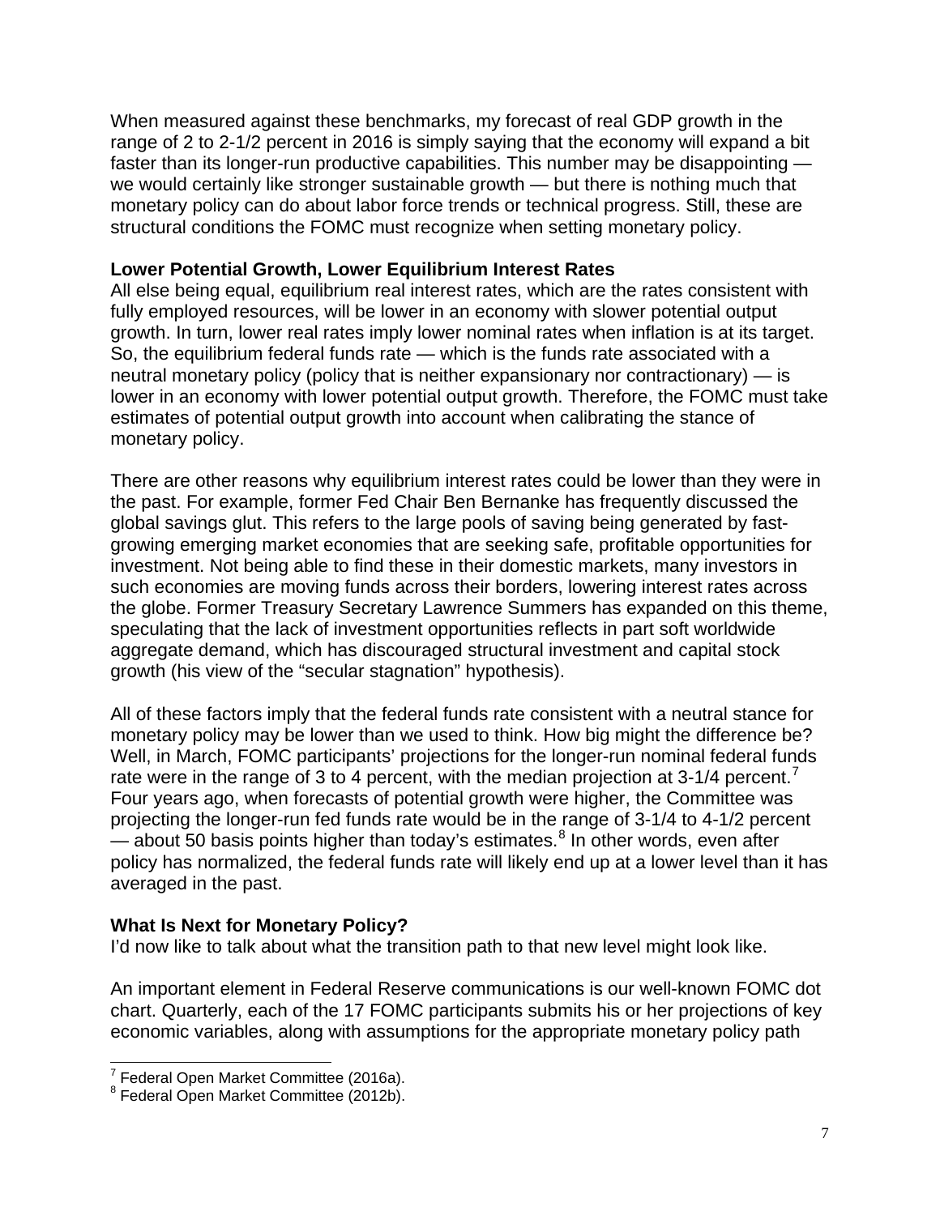When measured against these benchmarks, my forecast of real GDP growth in the range of 2 to 2-1/2 percent in 2016 is simply saying that the economy will expand a bit faster than its longer-run productive capabilities. This number may be disappointing — we would certainly like stronger sustainable growth — but there is nothing much that monetary policy can do about labor force trends or technical progress. Still, these are structural conditions the FOMC must recognize when setting monetary policy.

**Lower Potential Growth, Lower Equilibrium Interest Rates**

All else being equal, equilibrium real interest rates, which are the rates consistent with fully employed resources, will be lower in an economy with slower potential output growth. In turn, lower real rates imply lower nominal rates when inflation is at its target. So, the equilibrium federal funds rate — which is the funds rate associated with a neutral monetary policy (policy that is neither expansionary nor contractionary) — is lower in an economy with lower potential output growth. Therefore, the FOMC must take estimates of potential output growth into account when calibrating the stance of monetary policy.

There are other reasons why equilibrium interest rates could be lower than they were in the past. For example, former Fed Chair Ben Bernanke has frequently discussed the global savings glut. This refers to the large pools of saving being generated by fast-growing emerging market economies that are seeking safe, profitable opportunities for investment. Not being able to find these in their domestic markets, many investors in such economies are moving funds across their borders, lowering interest rates across the globe. Former Treasury Secretary Lawrence Summers has expanded on this theme, speculating that the lack of investment opportunities reflects in part soft worldwide aggregate demand, which has discouraged structural investment and capital stock growth (his view of the "secular stagnation" hypothesis).

All of these factors imply that the federal funds rate consistent with a neutral stance for monetary policy may be lower than we used to think. How big might the difference be? Well, in March, FOMC participants' projections for the longer-run nominal federal funds rate were in the range of 3 to 4 percent, with the median projection at 3-1/4 percent.[7] Four years ago, when forecasts of potential growth were higher, the Committee was projecting the longer-run fed funds rate would be in the range of 3-1/4 to 4-1/2 percent — about 50 basis points higher than today's estimates.[8] In other words, even after policy has normalized, the federal funds rate will likely end up at a lower level than it has averaged in the past.

**What Is Next for Monetary Policy?**

I'd now like to talk about what the transition path to that new level might look like.

An important element in Federal Reserve communications is our well-known FOMC dot chart. Quarterly, each of the 17 FOMC participants submits his or her projections of key economic variables, along with assumptions for the appropriate monetary policy path

---

[7] Federal Open Market Committee (2016a).

[8] Federal Open Market Committee (2012b).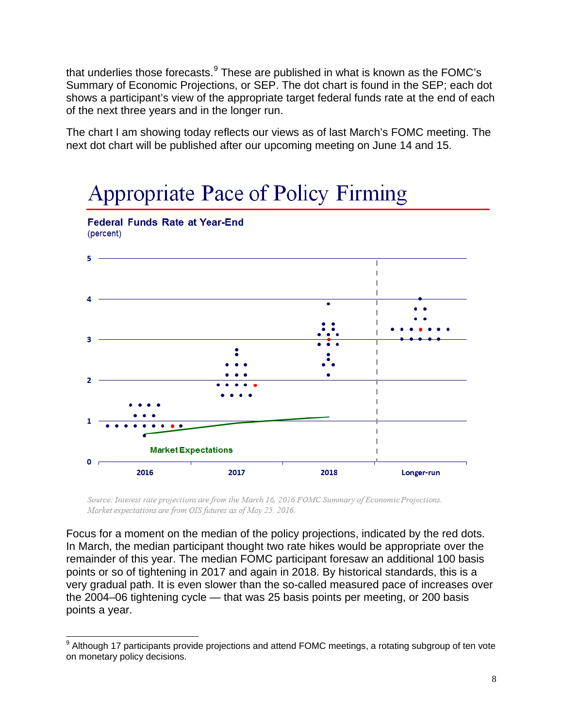that underlies those forecasts.[9] These are published in what is known as the FOMC's Summary of Economic Projections, or SEP. The dot chart is found in the SEP; each dot shows a participant's view of the appropriate target federal funds rate at the end of each of the next three years and in the longer run.

The chart I am showing today reflects our views as of last March's FOMC meeting. The next dot chart will be published after our upcoming meeting on June 14 and 15.

## Appropriate Pace of Policy Firming

**Federal Funds Rate at Year-End**
(percent)

*Source: Interest rate projections are from the March 16, 2016 FOMC Summary of Economic Projections. Market expectations are from OIS futures as of May 25, 2016.*

Focus for a moment on the median of the policy projections, indicated by the red dots. In March, the median participant thought two rate hikes would be appropriate over the remainder of this year. The median FOMC participant foresaw an additional 100 basis points or so of tightening in 2017 and again in 2018. By historical standards, this is a very gradual path. It is even slower than the so-called measured pace of increases over the 2004–06 tightening cycle — that was 25 basis points per meeting, or 200 basis points a year.

---

[9] Although 17 participants provide projections and attend FOMC meetings, a rotating subgroup of ten vote on monetary policy decisions.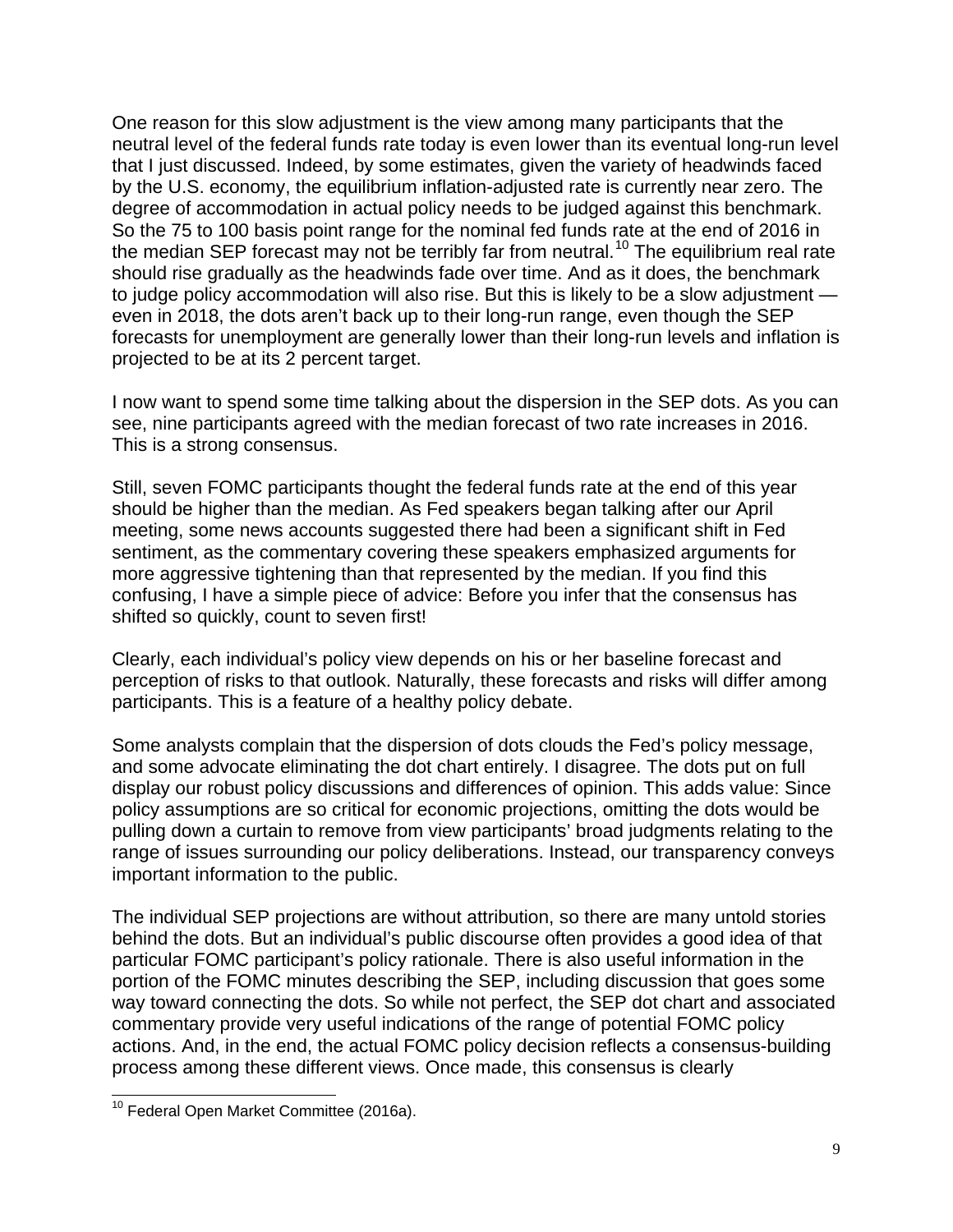One reason for this slow adjustment is the view among many participants that the neutral level of the federal funds rate today is even lower than its eventual long-run level that I just discussed. Indeed, by some estimates, given the variety of headwinds faced by the U.S. economy, the equilibrium inflation-adjusted rate is currently near zero. The degree of accommodation in actual policy needs to be judged against this benchmark. So the 75 to 100 basis point range for the nominal fed funds rate at the end of 2016 in the median SEP forecast may not be terribly far from neutral.[10] The equilibrium real rate should rise gradually as the headwinds fade over time. And as it does, the benchmark to judge policy accommodation will also rise. But this is likely to be a slow adjustment — even in 2018, the dots aren't back up to their long-run range, even though the SEP forecasts for unemployment are generally lower than their long-run levels and inflation is projected to be at its 2 percent target.

I now want to spend some time talking about the dispersion in the SEP dots. As you can see, nine participants agreed with the median forecast of two rate increases in 2016. This is a strong consensus.

Still, seven FOMC participants thought the federal funds rate at the end of this year should be higher than the median. As Fed speakers began talking after our April meeting, some news accounts suggested there had been a significant shift in Fed sentiment, as the commentary covering these speakers emphasized arguments for more aggressive tightening than that represented by the median. If you find this confusing, I have a simple piece of advice: Before you infer that the consensus has shifted so quickly, count to seven first!

Clearly, each individual's policy view depends on his or her baseline forecast and perception of risks to that outlook. Naturally, these forecasts and risks will differ among participants. This is a feature of a healthy policy debate.

Some analysts complain that the dispersion of dots clouds the Fed's policy message, and some advocate eliminating the dot chart entirely. I disagree. The dots put on full display our robust policy discussions and differences of opinion. This adds value: Since policy assumptions are so critical for economic projections, omitting the dots would be pulling down a curtain to remove from view participants' broad judgments relating to the range of issues surrounding our policy deliberations. Instead, our transparency conveys important information to the public.

The individual SEP projections are without attribution, so there are many untold stories behind the dots. But an individual's public discourse often provides a good idea of that particular FOMC participant's policy rationale. There is also useful information in the portion of the FOMC minutes describing the SEP, including discussion that goes some way toward connecting the dots. So while not perfect, the SEP dot chart and associated commentary provide very useful indications of the range of potential FOMC policy actions. And, in the end, the actual FOMC policy decision reflects a consensus-building process among these different views. Once made, this consensus is clearly

[10] Federal Open Market Committee (2016a).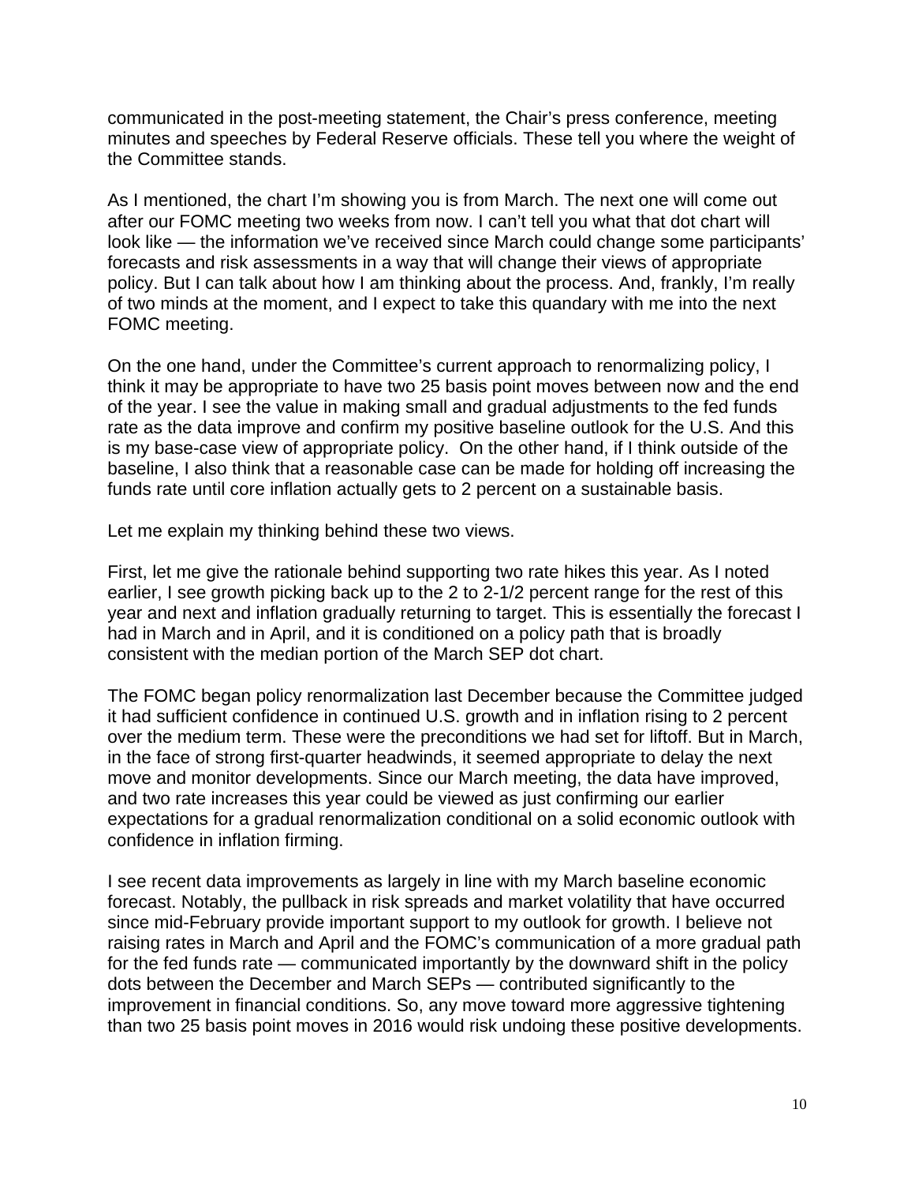communicated in the post-meeting statement, the Chair's press conference, meeting minutes and speeches by Federal Reserve officials. These tell you where the weight of the Committee stands.

As I mentioned, the chart I'm showing you is from March. The next one will come out after our FOMC meeting two weeks from now. I can't tell you what that dot chart will look like — the information we've received since March could change some participants' forecasts and risk assessments in a way that will change their views of appropriate policy. But I can talk about how I am thinking about the process. And, frankly, I'm really of two minds at the moment, and I expect to take this quandary with me into the next FOMC meeting.

On the one hand, under the Committee's current approach to renormalizing policy, I think it may be appropriate to have two 25 basis point moves between now and the end of the year. I see the value in making small and gradual adjustments to the fed funds rate as the data improve and confirm my positive baseline outlook for the U.S. And this is my base-case view of appropriate policy. On the other hand, if I think outside of the baseline, I also think that a reasonable case can be made for holding off increasing the funds rate until core inflation actually gets to 2 percent on a sustainable basis.

Let me explain my thinking behind these two views.

First, let me give the rationale behind supporting two rate hikes this year. As I noted earlier, I see growth picking back up to the 2 to 2-1/2 percent range for the rest of this year and next and inflation gradually returning to target. This is essentially the forecast I had in March and in April, and it is conditioned on a policy path that is broadly consistent with the median portion of the March SEP dot chart.

The FOMC began policy renormalization last December because the Committee judged it had sufficient confidence in continued U.S. growth and in inflation rising to 2 percent over the medium term. These were the preconditions we had set for liftoff. But in March, in the face of strong first-quarter headwinds, it seemed appropriate to delay the next move and monitor developments. Since our March meeting, the data have improved, and two rate increases this year could be viewed as just confirming our earlier expectations for a gradual renormalization conditional on a solid economic outlook with confidence in inflation firming.

I see recent data improvements as largely in line with my March baseline economic forecast. Notably, the pullback in risk spreads and market volatility that have occurred since mid-February provide important support to my outlook for growth. I believe not raising rates in March and April and the FOMC's communication of a more gradual path for the fed funds rate — communicated importantly by the downward shift in the policy dots between the December and March SEPs — contributed significantly to the improvement in financial conditions. So, any move toward more aggressive tightening than two 25 basis point moves in 2016 would risk undoing these positive developments.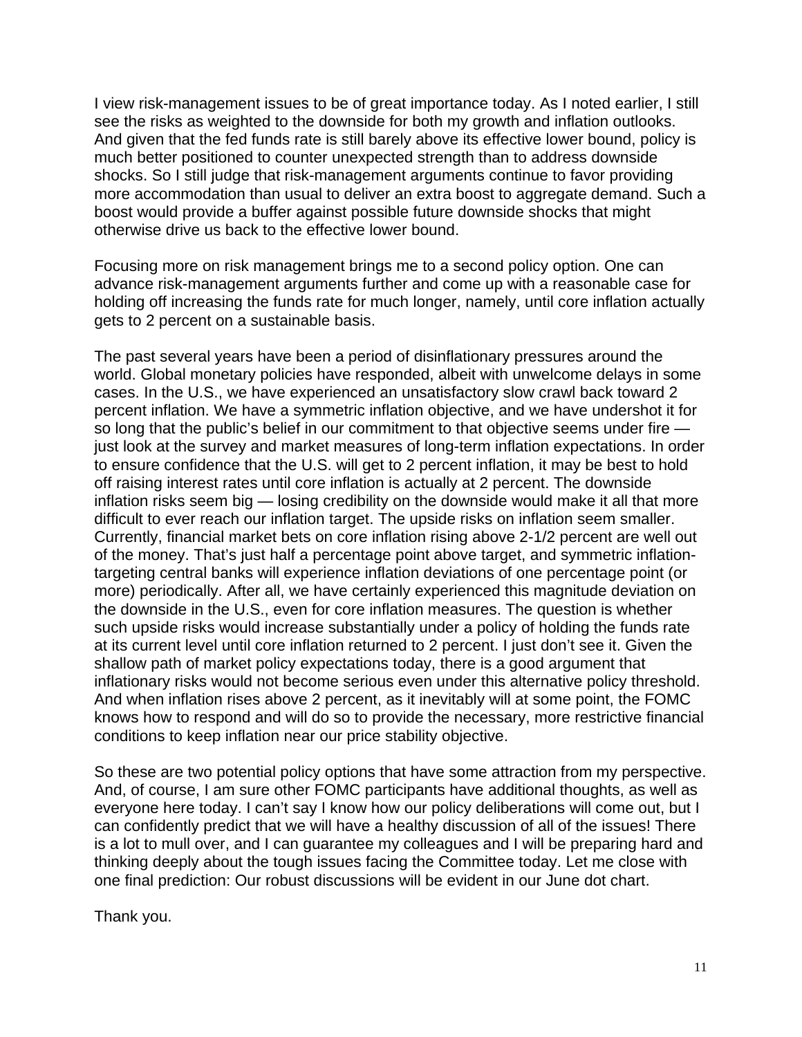I view risk-management issues to be of great importance today. As I noted earlier, I still see the risks as weighted to the downside for both my growth and inflation outlooks. And given that the fed funds rate is still barely above its effective lower bound, policy is much better positioned to counter unexpected strength than to address downside shocks. So I still judge that risk-management arguments continue to favor providing more accommodation than usual to deliver an extra boost to aggregate demand. Such a boost would provide a buffer against possible future downside shocks that might otherwise drive us back to the effective lower bound.

Focusing more on risk management brings me to a second policy option. One can advance risk-management arguments further and come up with a reasonable case for holding off increasing the funds rate for much longer, namely, until core inflation actually gets to 2 percent on a sustainable basis.

The past several years have been a period of disinflationary pressures around the world. Global monetary policies have responded, albeit with unwelcome delays in some cases. In the U.S., we have experienced an unsatisfactory slow crawl back toward 2 percent inflation. We have a symmetric inflation objective, and we have undershot it for so long that the public's belief in our commitment to that objective seems under fire — just look at the survey and market measures of long-term inflation expectations. In order to ensure confidence that the U.S. will get to 2 percent inflation, it may be best to hold off raising interest rates until core inflation is actually at 2 percent. The downside inflation risks seem big — losing credibility on the downside would make it all that more difficult to ever reach our inflation target. The upside risks on inflation seem smaller. Currently, financial market bets on core inflation rising above 2-1/2 percent are well out of the money. That's just half a percentage point above target, and symmetric inflation-targeting central banks will experience inflation deviations of one percentage point (or more) periodically. After all, we have certainly experienced this magnitude deviation on the downside in the U.S., even for core inflation measures. The question is whether such upside risks would increase substantially under a policy of holding the funds rate at its current level until core inflation returned to 2 percent. I just don't see it. Given the shallow path of market policy expectations today, there is a good argument that inflationary risks would not become serious even under this alternative policy threshold. And when inflation rises above 2 percent, as it inevitably will at some point, the FOMC knows how to respond and will do so to provide the necessary, more restrictive financial conditions to keep inflation near our price stability objective.

So these are two potential policy options that have some attraction from my perspective. And, of course, I am sure other FOMC participants have additional thoughts, as well as everyone here today. I can't say I know how our policy deliberations will come out, but I can confidently predict that we will have a healthy discussion of all of the issues! There is a lot to mull over, and I can guarantee my colleagues and I will be preparing hard and thinking deeply about the tough issues facing the Committee today. Let me close with one final prediction: Our robust discussions will be evident in our June dot chart.

Thank you.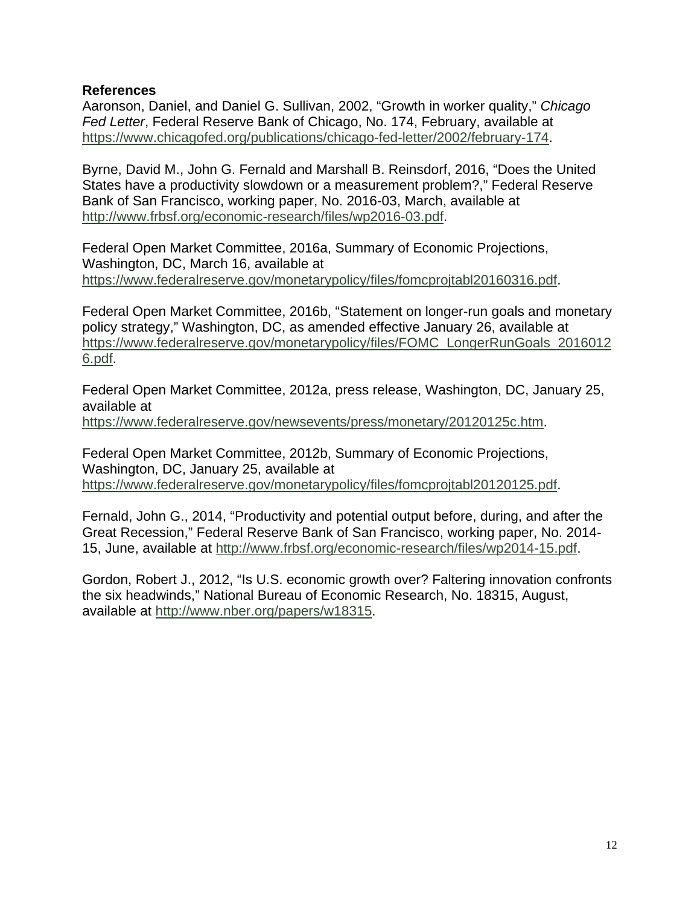**References**

Aaronson, Daniel, and Daniel G. Sullivan, 2002, "Growth in worker quality," *Chicago Fed Letter*, Federal Reserve Bank of Chicago, No. 174, February, available at https://www.chicagofed.org/publications/chicago-fed-letter/2002/february-174.

Byrne, David M., John G. Fernald and Marshall B. Reinsdorf, 2016, "Does the United States have a productivity slowdown or a measurement problem?," Federal Reserve Bank of San Francisco, working paper, No. 2016-03, March, available at http://www.frbsf.org/economic-research/files/wp2016-03.pdf.

Federal Open Market Committee, 2016a, Summary of Economic Projections, Washington, DC, March 16, available at https://www.federalreserve.gov/monetarypolicy/files/fomcprojtabl20160316.pdf.

Federal Open Market Committee, 2016b, "Statement on longer-run goals and monetary policy strategy," Washington, DC, as amended effective January 26, available at https://www.federalreserve.gov/monetarypolicy/files/FOMC_LongerRunGoals_20160126.pdf.

Federal Open Market Committee, 2012a, press release, Washington, DC, January 25, available at https://www.federalreserve.gov/newsevents/press/monetary/20120125c.htm.

Federal Open Market Committee, 2012b, Summary of Economic Projections, Washington, DC, January 25, available at https://www.federalreserve.gov/monetarypolicy/files/fomcprojtabl20120125.pdf.

Fernald, John G., 2014, "Productivity and potential output before, during, and after the Great Recession," Federal Reserve Bank of San Francisco, working paper, No. 2014-15, June, available at http://www.frbsf.org/economic-research/files/wp2014-15.pdf.

Gordon, Robert J., 2012, "Is U.S. economic growth over? Faltering innovation confronts the six headwinds," National Bureau of Economic Research, No. 18315, August, available at http://www.nber.org/papers/w18315.